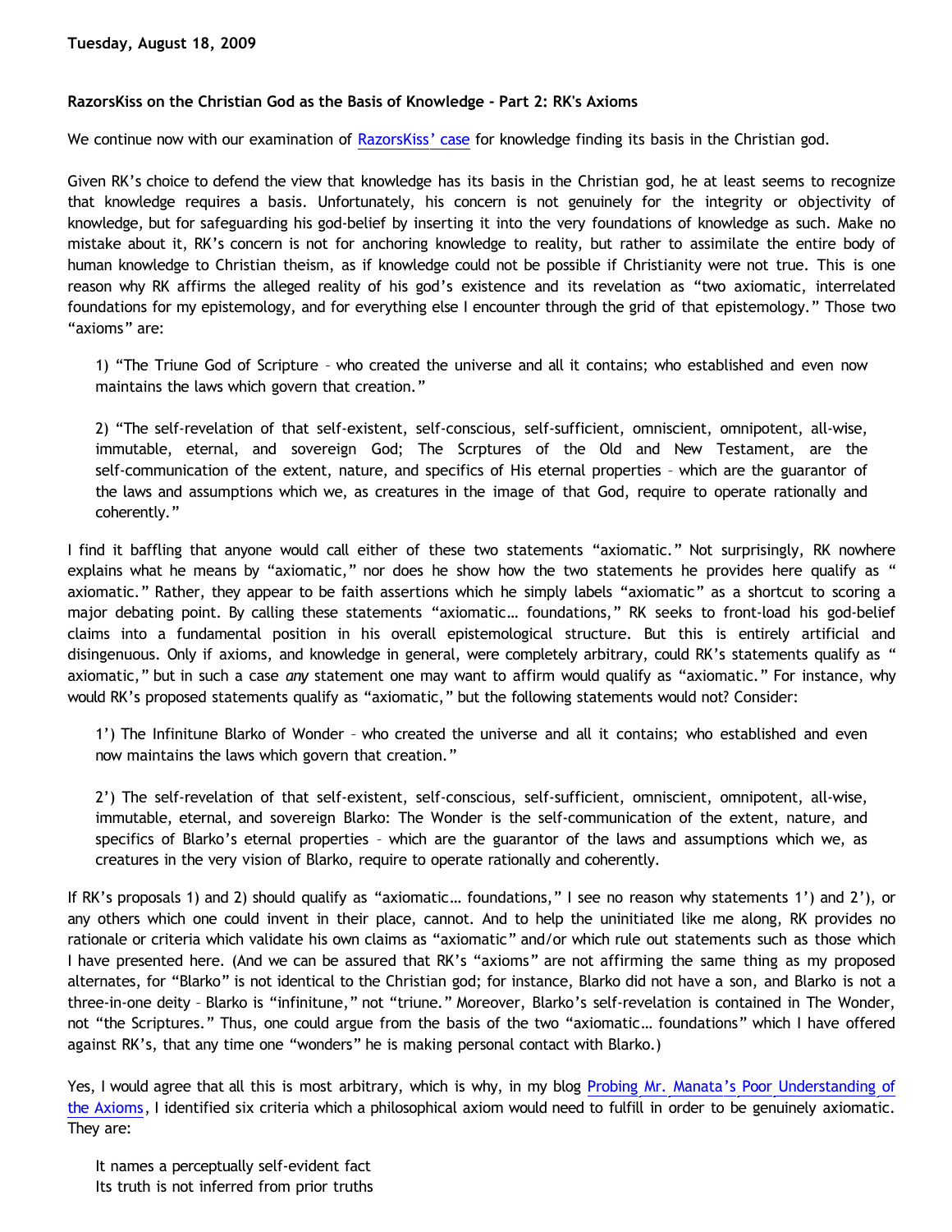**Tuesday, August 18, 2009**

### RazorsKiss on the Christian God as the Basis of Knowledge - Part 2: RK's Axioms

We continue now with our examination of RazorsKiss' case for knowledge finding its basis in the Christian god.

Given RK's choice to defend the view that knowledge has its basis in the Christian god, he at least seems to recognize that knowledge requires a basis. Unfortunately, his concern is not genuinely for the integrity or objectivity of knowledge, but for safeguarding his god-belief by inserting it into the very foundations of knowledge as such. Make no mistake about it, RK's concern is not for anchoring knowledge to reality, but rather to assimilate the entire body of human knowledge to Christian theism, as if knowledge could not be possible if Christianity were not true. This is one reason why RK affirms the alleged reality of his god's existence and its revelation as "two axiomatic, interrelated foundations for my epistemology, and for everything else I encounter through the grid of that epistemology." Those two "axioms" are:

> 1) "The Triune God of Scripture – who created the universe and all it contains; who established and even now maintains the laws which govern that creation."
>
> 2) "The self-revelation of that self-existent, self-conscious, self-sufficient, omniscient, omnipotent, all-wise, immutable, eternal, and sovereign God; The Scrptures of the Old and New Testament, are the self-communication of the extent, nature, and specifics of His eternal properties – which are the guarantor of the laws and assumptions which we, as creatures in the image of that God, require to operate rationally and coherently."

I find it baffling that anyone would call either of these two statements "axiomatic." Not surprisingly, RK nowhere explains what he means by "axiomatic," nor does he show how the two statements he provides here qualify as "axiomatic." Rather, they appear to be faith assertions which he simply labels "axiomatic" as a shortcut to scoring a major debating point. By calling these statements "axiomatic… foundations," RK seeks to front-load his god-belief claims into a fundamental position in his overall epistemological structure. But this is entirely artificial and disingenuous. Only if axioms, and knowledge in general, were completely arbitrary, could RK's statements qualify as "axiomatic," but in such a case *any* statement one may want to affirm would qualify as "axiomatic." For instance, why would RK's proposed statements qualify as "axiomatic," but the following statements would not? Consider:

> 1') The Infinitune Blarko of Wonder – who created the universe and all it contains; who established and even now maintains the laws which govern that creation."
>
> 2') The self-revelation of that self-existent, self-conscious, self-sufficient, omniscient, omnipotent, all-wise, immutable, eternal, and sovereign Blarko: The Wonder is the self-communication of the extent, nature, and specifics of Blarko's eternal properties – which are the guarantor of the laws and assumptions which we, as creatures in the very vision of Blarko, require to operate rationally and coherently.

If RK's proposals 1) and 2) should qualify as "axiomatic… foundations," I see no reason why statements 1') and 2'), or any others which one could invent in their place, cannot. And to help the uninitiated like me along, RK provides no rationale or criteria which validate his own claims as "axiomatic" and/or which rule out statements such as those which I have presented here. (And we can be assured that RK's "axioms" are not affirming the same thing as my proposed alternates, for "Blarko" is not identical to the Christian god; for instance, Blarko did not have a son, and Blarko is not a three-in-one deity – Blarko is "infinitune," not "triune." Moreover, Blarko's self-revelation is contained in The Wonder, not "the Scriptures." Thus, one could argue from the basis of the two "axiomatic… foundations" which I have offered against RK's, that any time one "wonders" he is making personal contact with Blarko.)

Yes, I would agree that all this is most arbitrary, which is why, in my blog Probing Mr. Manata's Poor Understanding of the Axioms, I identified six criteria which a philosophical axiom would need to fulfill in order to be genuinely axiomatic. They are:

> It names a perceptually self-evident fact
> Its truth is not inferred from prior truths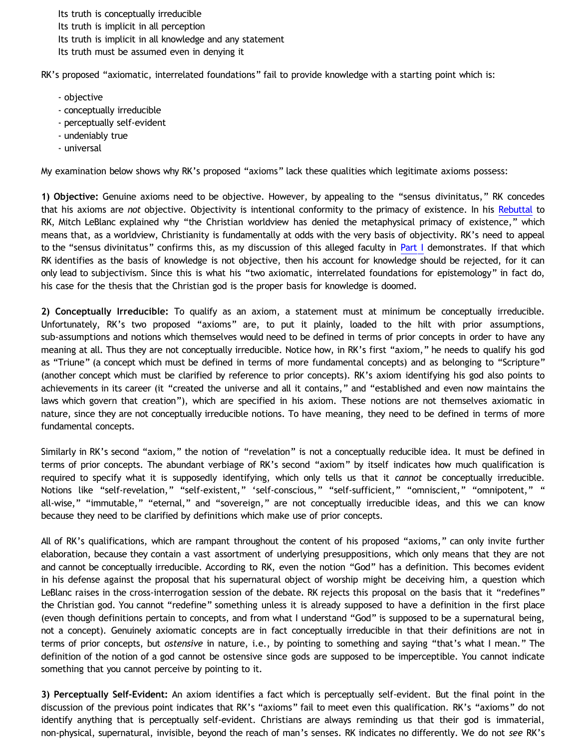Its truth is conceptually irreducible
Its truth is implicit in all perception
Its truth is implicit in all knowledge and any statement
Its truth must be assumed even in denying it

RK's proposed "axiomatic, interrelated foundations" fail to provide knowledge with a starting point which is:

- objective
- conceptually irreducible
- perceptually self-evident
- undeniably true
- universal

My examination below shows why RK's proposed "axioms" lack these qualities which legitimate axioms possess:

**1) Objective:** Genuine axioms need to be objective. However, by appealing to the "sensus divinitatus," RK concedes that his axioms are *not* objective. Objectivity is intentional conformity to the primacy of existence. In his Rebuttal to RK, Mitch LeBlanc explained why "the Christian worldview has denied the metaphysical primacy of existence," which means that, as a worldview, Christianity is fundamentally at odds with the very basis of objectivity. RK's need to appeal to the "sensus divinitatus" confirms this, as my discussion of this alleged faculty in Part I demonstrates. If that which RK identifies as the basis of knowledge is not objective, then his account for knowledge should be rejected, for it can only lead to subjectivism. Since this is what his "two axiomatic, interrelated foundations for epistemology" in fact do, his case for the thesis that the Christian god is the proper basis for knowledge is doomed.

**2) Conceptually Irreducible:** To qualify as an axiom, a statement must at minimum be conceptually irreducible. Unfortunately, RK's two proposed "axioms" are, to put it plainly, loaded to the hilt with prior assumptions, sub-assumptions and notions which themselves would need to be defined in terms of prior concepts in order to have any meaning at all. Thus they are not conceptually irreducible. Notice how, in RK's first "axiom," he needs to qualify his god as "Triune" (a concept which must be defined in terms of more fundamental concepts) and as belonging to "Scripture" (another concept which must be clarified by reference to prior concepts). RK's axiom identifying his god also points to achievements in its career (it "created the universe and all it contains," and "established and even now maintains the laws which govern that creation"), which are specified in his axiom. These notions are not themselves axiomatic in nature, since they are not conceptually irreducible notions. To have meaning, they need to be defined in terms of more fundamental concepts.

Similarly in RK's second "axiom," the notion of "revelation" is not a conceptually reducible idea. It must be defined in terms of prior concepts. The abundant verbiage of RK's second "axiom" by itself indicates how much qualification is required to specify what it is supposedly identifying, which only tells us that it *cannot* be conceptually irreducible. Notions like "self-revelation," "self-existent," 'self-conscious," "self-sufficient," "omniscient," "omnipotent," " all-wise," "immutable," "eternal," and "sovereign," are not conceptually irreducible ideas, and this we can know because they need to be clarified by definitions which make use of prior concepts.

All of RK's qualifications, which are rampant throughout the content of his proposed "axioms," can only invite further elaboration, because they contain a vast assortment of underlying presuppositions, which only means that they are not and cannot be conceptually irreducible. According to RK, even the notion "God" has a definition. This becomes evident in his defense against the proposal that his supernatural object of worship might be deceiving him, a question which LeBlanc raises in the cross-interrogation session of the debate. RK rejects this proposal on the basis that it "redefines" the Christian god. You cannot "redefine" something unless it is already supposed to have a definition in the first place (even though definitions pertain to concepts, and from what I understand "God" is supposed to be a supernatural being, not a concept). Genuinely axiomatic concepts are in fact conceptually irreducible in that their definitions are not in terms of prior concepts, but *ostensive* in nature, i.e., by pointing to something and saying "that's what I mean." The definition of the notion of a god cannot be ostensive since gods are supposed to be imperceptible. You cannot indicate something that you cannot perceive by pointing to it.

**3) Perceptually Self-Evident:** An axiom identifies a fact which is perceptually self-evident. But the final point in the discussion of the previous point indicates that RK's "axioms" fail to meet even this qualification. RK's "axioms" do not identify anything that is perceptually self-evident. Christians are always reminding us that their god is immaterial, non-physical, supernatural, invisible, beyond the reach of man's senses. RK indicates no differently. We do not *see* RK's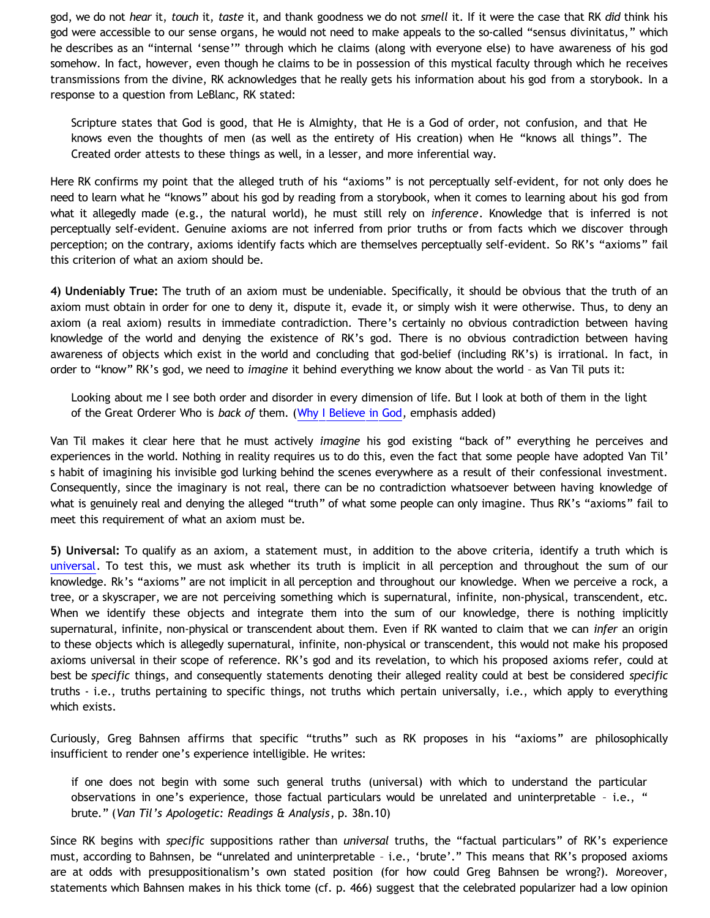god, we do not *hear* it, *touch* it, *taste* it, and thank goodness we do not *smell* it. If it were the case that RK *did* think his god were accessible to our sense organs, he would not need to make appeals to the so-called "sensus divinitatus," which he describes as an "internal 'sense'" through which he claims (along with everyone else) to have awareness of his god somehow. In fact, however, even though he claims to be in possession of this mystical faculty through which he receives transmissions from the divine, RK acknowledges that he really gets his information about his god from a storybook. In a response to a question from LeBlanc, RK stated:

> Scripture states that God is good, that He is Almighty, that He is a God of order, not confusion, and that He knows even the thoughts of men (as well as the entirety of His creation) when He "knows all things". The Created order attests to these things as well, in a lesser, and more inferential way.

Here RK confirms my point that the alleged truth of his "axioms" is not perceptually self-evident, for not only does he need to learn what he "knows" about his god by reading from a storybook, when it comes to learning about his god from what it allegedly made (e.g., the natural world), he must still rely on *inference*. Knowledge that is inferred is not perceptually self-evident. Genuine axioms are not inferred from prior truths or from facts which we discover through perception; on the contrary, axioms identify facts which are themselves perceptually self-evident. So RK's "axioms" fail this criterion of what an axiom should be.

**4) Undeniably True:** The truth of an axiom must be undeniable. Specifically, it should be obvious that the truth of an axiom must obtain in order for one to deny it, dispute it, evade it, or simply wish it were otherwise. Thus, to deny an axiom (a real axiom) results in immediate contradiction. There's certainly no obvious contradiction between having knowledge of the world and denying the existence of RK's god. There is no obvious contradiction between having awareness of objects which exist in the world and concluding that god-belief (including RK's) is irrational. In fact, in order to "know" RK's god, we need to *imagine* it behind everything we know about the world – as Van Til puts it:

> Looking about me I see both order and disorder in every dimension of life. But I look at both of them in the light of the Great Orderer Who is *back of* them. (Why I Believe in God, emphasis added)

Van Til makes it clear here that he must actively *imagine* his god existing "back of" everything he perceives and experiences in the world. Nothing in reality requires us to do this, even the fact that some people have adopted Van Til's habit of imagining his invisible god lurking behind the scenes everywhere as a result of their confessional investment. Consequently, since the imaginary is not real, there can be no contradiction whatsoever between having knowledge of what is genuinely real and denying the alleged "truth" of what some people can only imagine. Thus RK's "axioms" fail to meet this requirement of what an axiom must be.

**5) Universal:** To qualify as an axiom, a statement must, in addition to the above criteria, identify a truth which is universal. To test this, we must ask whether its truth is implicit in all perception and throughout the sum of our knowledge. Rk's "axioms" are not implicit in all perception and throughout our knowledge. When we perceive a rock, a tree, or a skyscraper, we are not perceiving something which is supernatural, infinite, non-physical, transcendent, etc. When we identify these objects and integrate them into the sum of our knowledge, there is nothing implicitly supernatural, infinite, non-physical or transcendent about them. Even if RK wanted to claim that we can *infer* an origin to these objects which is allegedly supernatural, infinite, non-physical or transcendent, this would not make his proposed axioms universal in their scope of reference. RK's god and its revelation, to which his proposed axioms refer, could at best be *specific* things, and consequently statements denoting their alleged reality could at best be considered *specific* truths - i.e., truths pertaining to specific things, not truths which pertain universally, i.e., which apply to everything which exists.

Curiously, Greg Bahnsen affirms that specific "truths" such as RK proposes in his "axioms" are philosophically insufficient to render one's experience intelligible. He writes:

> if one does not begin with some such general truths (universal) with which to understand the particular observations in one's experience, those factual particulars would be unrelated and uninterpretable – i.e., "brute." (*Van Til's Apologetic: Readings & Analysis*, p. 38n.10)

Since RK begins with *specific* suppositions rather than *universal* truths, the "factual particulars" of RK's experience must, according to Bahnsen, be "unrelated and uninterpretable – i.e., 'brute'." This means that RK's proposed axioms are at odds with presuppositionalism's own stated position (for how could Greg Bahnsen be wrong?). Moreover, statements which Bahnsen makes in his thick tome (cf. p. 466) suggest that the celebrated popularizer had a low opinion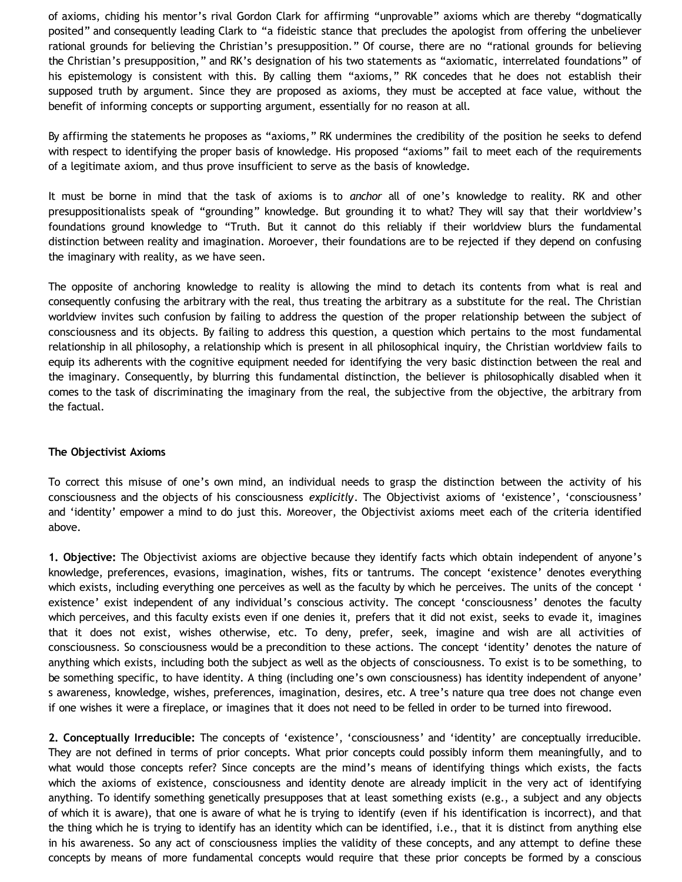of axioms, chiding his mentor's rival Gordon Clark for affirming "unprovable" axioms which are thereby "dogmatically posited" and consequently leading Clark to "a fideistic stance that precludes the apologist from offering the unbeliever rational grounds for believing the Christian's presupposition." Of course, there are no "rational grounds for believing the Christian's presupposition," and RK's designation of his two statements as "axiomatic, interrelated foundations" of his epistemology is consistent with this. By calling them "axioms," RK concedes that he does not establish their supposed truth by argument. Since they are proposed as axioms, they must be accepted at face value, without the benefit of informing concepts or supporting argument, essentially for no reason at all.

By affirming the statements he proposes as "axioms," RK undermines the credibility of the position he seeks to defend with respect to identifying the proper basis of knowledge. His proposed "axioms" fail to meet each of the requirements of a legitimate axiom, and thus prove insufficient to serve as the basis of knowledge.

It must be borne in mind that the task of axioms is to *anchor* all of one's knowledge to reality. RK and other presuppositionalists speak of "grounding" knowledge. But grounding it to what? They will say that their worldview's foundations ground knowledge to "Truth. But it cannot do this reliably if their worldview blurs the fundamental distinction between reality and imagination. Moroever, their foundations are to be rejected if they depend on confusing the imaginary with reality, as we have seen.

The opposite of anchoring knowledge to reality is allowing the mind to detach its contents from what is real and consequently confusing the arbitrary with the real, thus treating the arbitrary as a substitute for the real. The Christian worldview invites such confusion by failing to address the question of the proper relationship between the subject of consciousness and its objects. By failing to address this question, a question which pertains to the most fundamental relationship in all philosophy, a relationship which is present in all philosophical inquiry, the Christian worldview fails to equip its adherents with the cognitive equipment needed for identifying the very basic distinction between the real and the imaginary. Consequently, by blurring this fundamental distinction, the believer is philosophically disabled when it comes to the task of discriminating the imaginary from the real, the subjective from the objective, the arbitrary from the factual.

**The Objectivist Axioms**

To correct this misuse of one's own mind, an individual needs to grasp the distinction between the activity of his consciousness and the objects of his consciousness *explicitly*. The Objectivist axioms of 'existence', 'consciousness' and 'identity' empower a mind to do just this. Moreover, the Objectivist axioms meet each of the criteria identified above.

**1. Objective:** The Objectivist axioms are objective because they identify facts which obtain independent of anyone's knowledge, preferences, evasions, imagination, wishes, fits or tantrums. The concept 'existence' denotes everything which exists, including everything one perceives as well as the faculty by which he perceives. The units of the concept ' existence' exist independent of any individual's conscious activity. The concept 'consciousness' denotes the faculty which perceives, and this faculty exists even if one denies it, prefers that it did not exist, seeks to evade it, imagines that it does not exist, wishes otherwise, etc. To deny, prefer, seek, imagine and wish are all activities of consciousness. So consciousness would be a precondition to these actions. The concept 'identity' denotes the nature of anything which exists, including both the subject as well as the objects of consciousness. To exist is to be something, to be something specific, to have identity. A thing (including one's own consciousness) has identity independent of anyone' s awareness, knowledge, wishes, preferences, imagination, desires, etc. A tree's nature qua tree does not change even if one wishes it were a fireplace, or imagines that it does not need to be felled in order to be turned into firewood.

**2. Conceptually Irreducible:** The concepts of 'existence', 'consciousness' and 'identity' are conceptually irreducible. They are not defined in terms of prior concepts. What prior concepts could possibly inform them meaningfully, and to what would those concepts refer? Since concepts are the mind's means of identifying things which exists, the facts which the axioms of existence, consciousness and identity denote are already implicit in the very act of identifying anything. To identify something genetically presupposes that at least something exists (e.g., a subject and any objects of which it is aware), that one is aware of what he is trying to identify (even if his identification is incorrect), and that the thing which he is trying to identify has an identity which can be identified, i.e., that it is distinct from anything else in his awareness. So any act of consciousness implies the validity of these concepts, and any attempt to define these concepts by means of more fundamental concepts would require that these prior concepts be formed by a conscious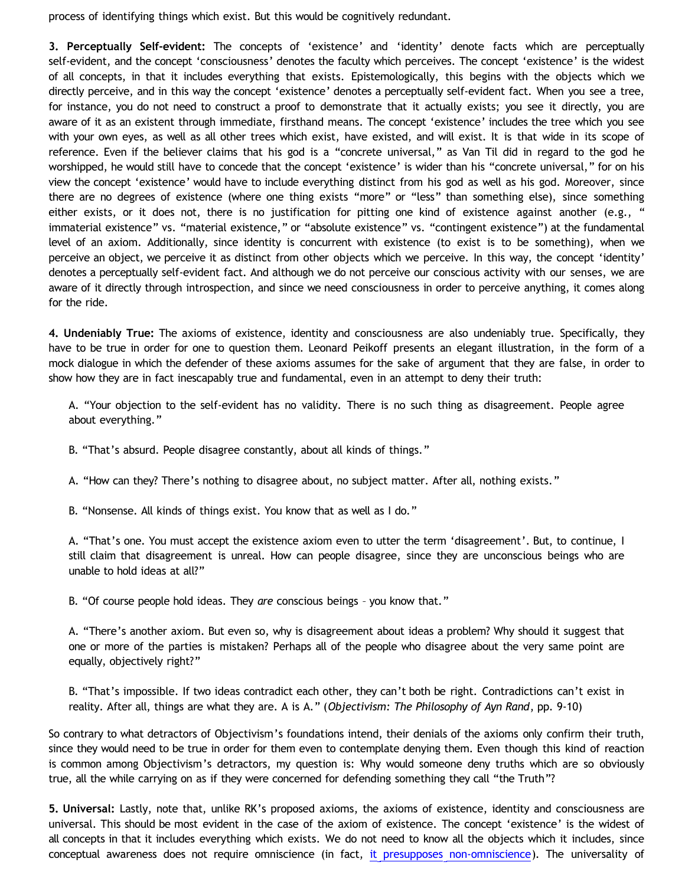process of identifying things which exist. But this would be cognitively redundant.

**3. Perceptually Self-evident:** The concepts of 'existence' and 'identity' denote facts which are perceptually self-evident, and the concept 'consciousness' denotes the faculty which perceives. The concept 'existence' is the widest of all concepts, in that it includes everything that exists. Epistemologically, this begins with the objects which we directly perceive, and in this way the concept 'existence' denotes a perceptually self-evident fact. When you see a tree, for instance, you do not need to construct a proof to demonstrate that it actually exists; you see it directly, you are aware of it as an existent through immediate, firsthand means. The concept 'existence' includes the tree which you see with your own eyes, as well as all other trees which exist, have existed, and will exist. It is that wide in its scope of reference. Even if the believer claims that his god is a "concrete universal," as Van Til did in regard to the god he worshipped, he would still have to concede that the concept 'existence' is wider than his "concrete universal," for on his view the concept 'existence' would have to include everything distinct from his god as well as his god. Moreover, since there are no degrees of existence (where one thing exists "more" or "less" than something else), since something either exists, or it does not, there is no justification for pitting one kind of existence against another (e.g., " immaterial existence" vs. "material existence," or "absolute existence" vs. "contingent existence") at the fundamental level of an axiom. Additionally, since identity is concurrent with existence (to exist is to be something), when we perceive an object, we perceive it as distinct from other objects which we perceive. In this way, the concept 'identity' denotes a perceptually self-evident fact. And although we do not perceive our conscious activity with our senses, we are aware of it directly through introspection, and since we need consciousness in order to perceive anything, it comes along for the ride.

**4. Undeniably True:** The axioms of existence, identity and consciousness are also undeniably true. Specifically, they have to be true in order for one to question them. Leonard Peikoff presents an elegant illustration, in the form of a mock dialogue in which the defender of these axioms assumes for the sake of argument that they are false, in order to show how they are in fact inescapably true and fundamental, even in an attempt to deny their truth:

> A. "Your objection to the self-evident has no validity. There is no such thing as disagreement. People agree about everything."
>
> B. "That's absurd. People disagree constantly, about all kinds of things."
>
> A. "How can they? There's nothing to disagree about, no subject matter. After all, nothing exists."
>
> B. "Nonsense. All kinds of things exist. You know that as well as I do."
>
> A. "That's one. You must accept the existence axiom even to utter the term 'disagreement'. But, to continue, I still claim that disagreement is unreal. How can people disagree, since they are unconscious beings who are unable to hold ideas at all?"
>
> B. "Of course people hold ideas. They *are* conscious beings – you know that."
>
> A. "There's another axiom. But even so, why is disagreement about ideas a problem? Why should it suggest that one or more of the parties is mistaken? Perhaps all of the people who disagree about the very same point are equally, objectively right?"
>
> B. "That's impossible. If two ideas contradict each other, they can't both be right. Contradictions can't exist in reality. After all, things are what they are. A is A." (*Objectivism: The Philosophy of Ayn Rand*, pp. 9-10)

So contrary to what detractors of Objectivism's foundations intend, their denials of the axioms only confirm their truth, since they would need to be true in order for them even to contemplate denying them. Even though this kind of reaction is common among Objectivism's detractors, my question is: Why would someone deny truths which are so obviously true, all the while carrying on as if they were concerned for defending something they call "the Truth"?

**5. Universal:** Lastly, note that, unlike RK's proposed axioms, the axioms of existence, identity and consciousness are universal. This should be most evident in the case of the axiom of existence. The concept 'existence' is the widest of all concepts in that it includes everything which exists. We do not need to know all the objects which it includes, since conceptual awareness does not require omniscience (in fact, it presupposes non-omniscience). The universality of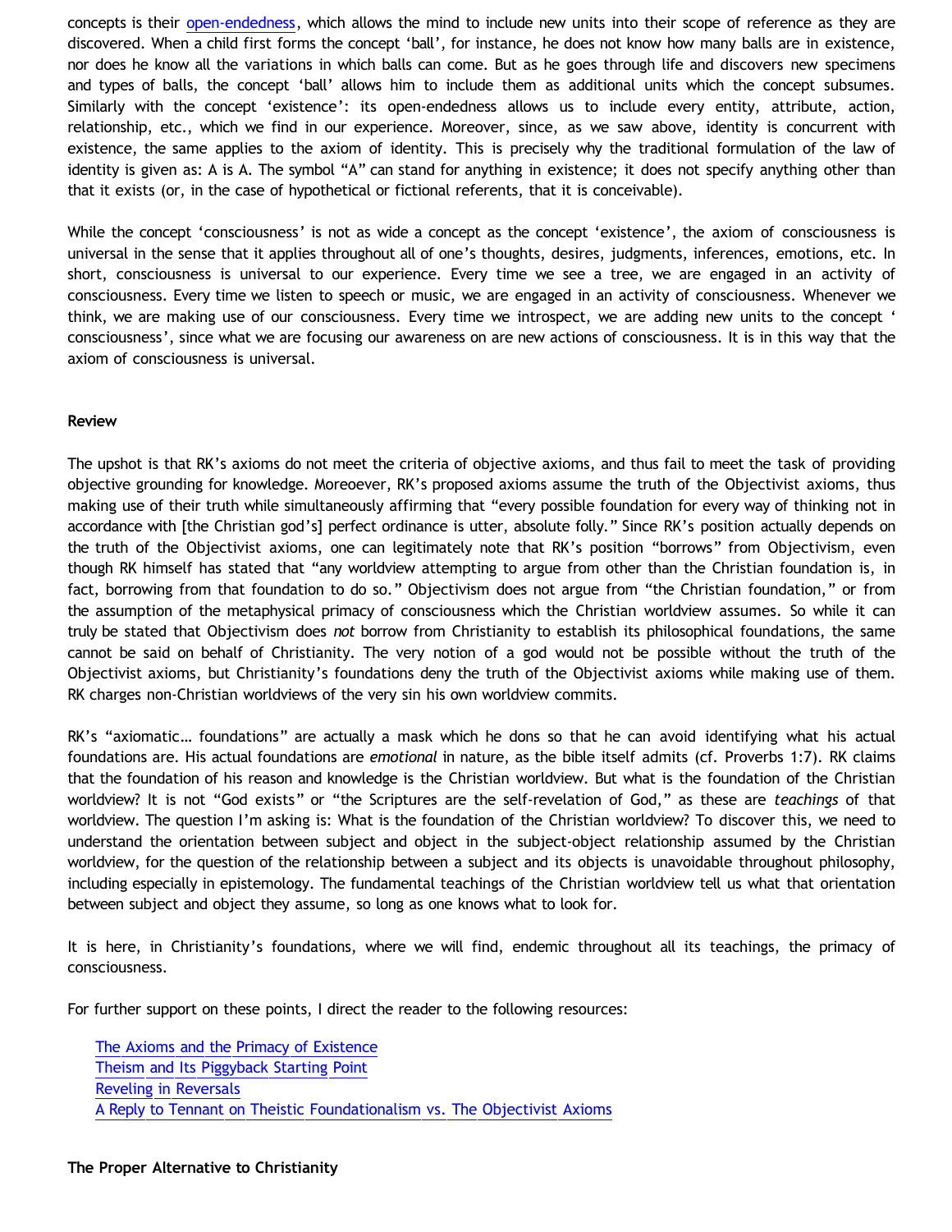concepts is their open-endedness, which allows the mind to include new units into their scope of reference as they are discovered. When a child first forms the concept 'ball', for instance, he does not know how many balls are in existence, nor does he know all the variations in which balls can come. But as he goes through life and discovers new specimens and types of balls, the concept 'ball' allows him to include them as additional units which the concept subsumes. Similarly with the concept 'existence': its open-endedness allows us to include every entity, attribute, action, relationship, etc., which we find in our experience. Moreover, since, as we saw above, identity is concurrent with existence, the same applies to the axiom of identity. This is precisely why the traditional formulation of the law of identity is given as: A is A. The symbol "A" can stand for anything in existence; it does not specify anything other than that it exists (or, in the case of hypothetical or fictional referents, that it is conceivable).

While the concept 'consciousness' is not as wide a concept as the concept 'existence', the axiom of consciousness is universal in the sense that it applies throughout all of one's thoughts, desires, judgments, inferences, emotions, etc. In short, consciousness is universal to our experience. Every time we see a tree, we are engaged in an activity of consciousness. Every time we listen to speech or music, we are engaged in an activity of consciousness. Whenever we think, we are making use of our consciousness. Every time we introspect, we are adding new units to the concept ' consciousness', since what we are focusing our awareness on are new actions of consciousness. It is in this way that the axiom of consciousness is universal.

**Review**

The upshot is that RK's axioms do not meet the criteria of objective axioms, and thus fail to meet the task of providing objective grounding for knowledge. Moreoever, RK's proposed axioms assume the truth of the Objectivist axioms, thus making use of their truth while simultaneously affirming that "every possible foundation for every way of thinking not in accordance with [the Christian god's] perfect ordinance is utter, absolute folly." Since RK's position actually depends on the truth of the Objectivist axioms, one can legitimately note that RK's position "borrows" from Objectivism, even though RK himself has stated that "any worldview attempting to argue from other than the Christian foundation is, in fact, borrowing from that foundation to do so." Objectivism does not argue from "the Christian foundation," or from the assumption of the metaphysical primacy of consciousness which the Christian worldview assumes. So while it can truly be stated that Objectivism does *not* borrow from Christianity to establish its philosophical foundations, the same cannot be said on behalf of Christianity. The very notion of a god would not be possible without the truth of the Objectivist axioms, but Christianity's foundations deny the truth of the Objectivist axioms while making use of them. RK charges non-Christian worldviews of the very sin his own worldview commits.

RK's "axiomatic… foundations" are actually a mask which he dons so that he can avoid identifying what his actual foundations are. His actual foundations are *emotional* in nature, as the bible itself admits (cf. Proverbs 1:7). RK claims that the foundation of his reason and knowledge is the Christian worldview. But what is the foundation of the Christian worldview? It is not "God exists" or "the Scriptures are the self-revelation of God," as these are *teachings* of that worldview. The question I'm asking is: What is the foundation of the Christian worldview? To discover this, we need to understand the orientation between subject and object in the subject-object relationship assumed by the Christian worldview, for the question of the relationship between a subject and its objects is unavoidable throughout philosophy, including especially in epistemology. The fundamental teachings of the Christian worldview tell us what that orientation between subject and object they assume, so long as one knows what to look for.

It is here, in Christianity's foundations, where we will find, endemic throughout all its teachings, the primacy of consciousness.

For further support on these points, I direct the reader to the following resources:

- The Axioms and the Primacy of Existence
- Theism and Its Piggyback Starting Point
- Reveling in Reversals
- A Reply to Tennant on Theistic Foundationalism vs. The Objectivist Axioms

**The Proper Alternative to Christianity**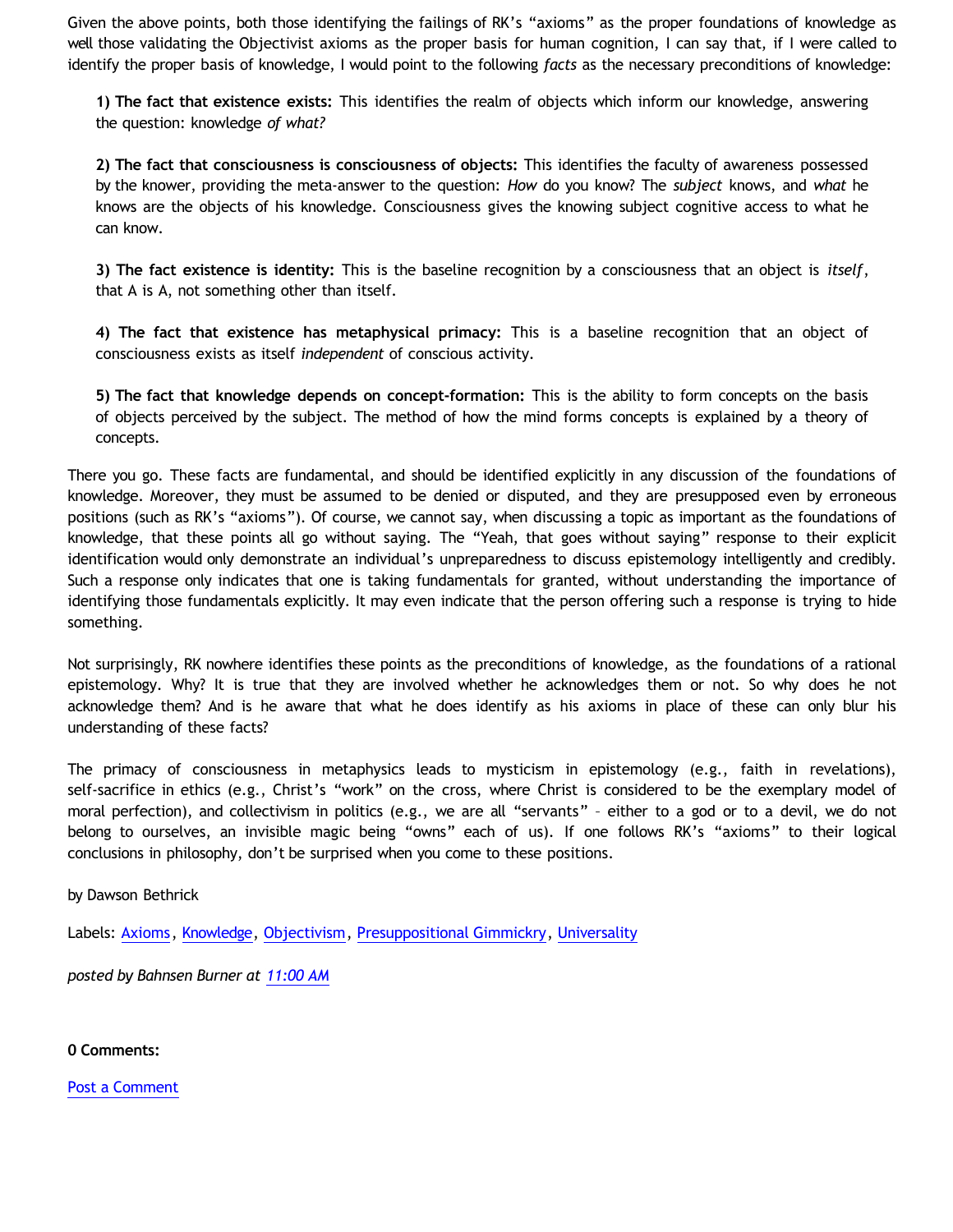Given the above points, both those identifying the failings of RK's "axioms" as the proper foundations of knowledge as well those validating the Objectivist axioms as the proper basis for human cognition, I can say that, if I were called to identify the proper basis of knowledge, I would point to the following *facts* as the necessary preconditions of knowledge:

> **1) The fact that existence exists:** This identifies the realm of objects which inform our knowledge, answering the question: knowledge *of what?*
>
> **2) The fact that consciousness is consciousness of objects:** This identifies the faculty of awareness possessed by the knower, providing the meta-answer to the question: *How* do you know? The *subject* knows, and *what* he knows are the objects of his knowledge. Consciousness gives the knowing subject cognitive access to what he can know.
>
> **3) The fact existence is identity:** This is the baseline recognition by a consciousness that an object is *itself*, that A is A, not something other than itself.
>
> **4) The fact that existence has metaphysical primacy:** This is a baseline recognition that an object of consciousness exists as itself *independent* of conscious activity.
>
> **5) The fact that knowledge depends on concept-formation:** This is the ability to form concepts on the basis of objects perceived by the subject. The method of how the mind forms concepts is explained by a theory of concepts.

There you go. These facts are fundamental, and should be identified explicitly in any discussion of the foundations of knowledge. Moreover, they must be assumed to be denied or disputed, and they are presupposed even by erroneous positions (such as RK's "axioms"). Of course, we cannot say, when discussing a topic as important as the foundations of knowledge, that these points all go without saying. The "Yeah, that goes without saying" response to their explicit identification would only demonstrate an individual's unpreparedness to discuss epistemology intelligently and credibly. Such a response only indicates that one is taking fundamentals for granted, without understanding the importance of identifying those fundamentals explicitly. It may even indicate that the person offering such a response is trying to hide something.

Not surprisingly, RK nowhere identifies these points as the preconditions of knowledge, as the foundations of a rational epistemology. Why? It is true that they are involved whether he acknowledges them or not. So why does he not acknowledge them? And is he aware that what he does identify as his axioms in place of these can only blur his understanding of these facts?

The primacy of consciousness in metaphysics leads to mysticism in epistemology (e.g., faith in revelations), self-sacrifice in ethics (e.g., Christ's "work" on the cross, where Christ is considered to be the exemplary model of moral perfection), and collectivism in politics (e.g., we are all "servants" – either to a god or to a devil, we do not belong to ourselves, an invisible magic being "owns" each of us). If one follows RK's "axioms" to their logical conclusions in philosophy, don't be surprised when you come to these positions.

by Dawson Bethrick

Labels: Axioms, Knowledge, Objectivism, Presuppositional Gimmickry, Universality

*posted by Bahnsen Burner at 11:00 AM*

**0 Comments:**

Post a Comment